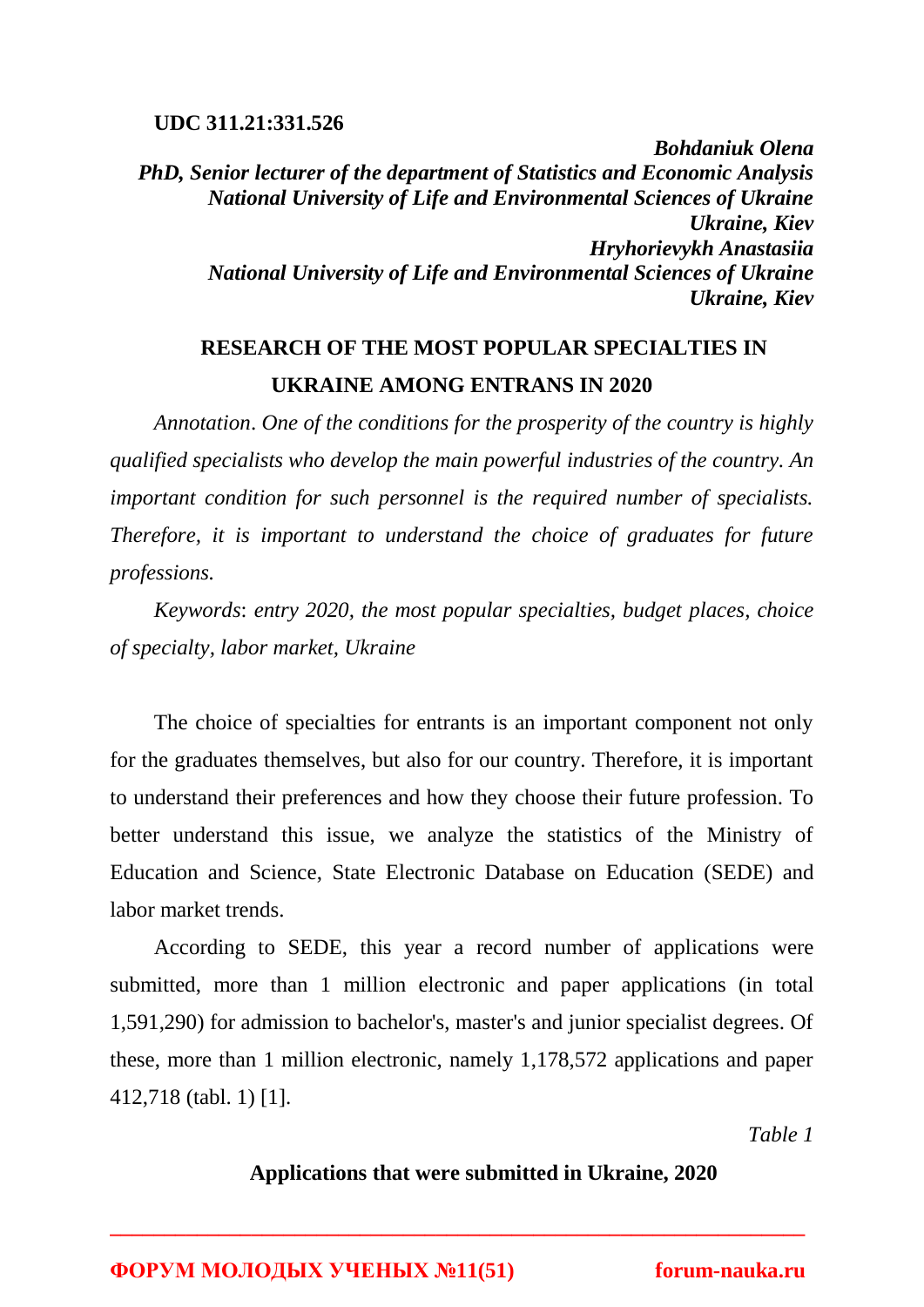UDC 311.21:331.526

***Bohdaniuk Olena***
***PhD, Senior lecturer of the department of Statistics and Economic Analysis***
***National University of Life and Environmental Sciences of Ukraine***
***Ukraine, Kiev***
***Hryhorievykh Anastasiia***
***National University of Life and Environmental Sciences of Ukraine***
***Ukraine, Kiev***

# RESEARCH OF THE MOST POPULAR SPECIALTIES IN UKRAINE AMONG ENTRANS IN 2020

*Annotation. One of the conditions for the prosperity of the country is highly qualified specialists who develop the main powerful industries of the country. An important condition for such personnel is the required number of specialists. Therefore, it is important to understand the choice of graduates for future professions.*

*Keywords*: *entry 2020, the most popular specialties, budget places, choice of specialty, labor market, Ukraine*

The choice of specialties for entrants is an important component not only for the graduates themselves, but also for our country. Therefore, it is important to understand their preferences and how they choose their future profession. To better understand this issue, we analyze the statistics of the Ministry of Education and Science, State Electronic Database on Education (SEDE) and labor market trends.

According to SEDE, this year a record number of applications were submitted, more than 1 million electronic and paper applications (in total 1,591,290) for admission to bachelor's, master's and junior specialist degrees. Of these, more than 1 million electronic, namely 1,178,572 applications and paper 412,718 (tabl. 1) [1].

*Table 1*

**Applications that were submitted in Ukraine, 2020**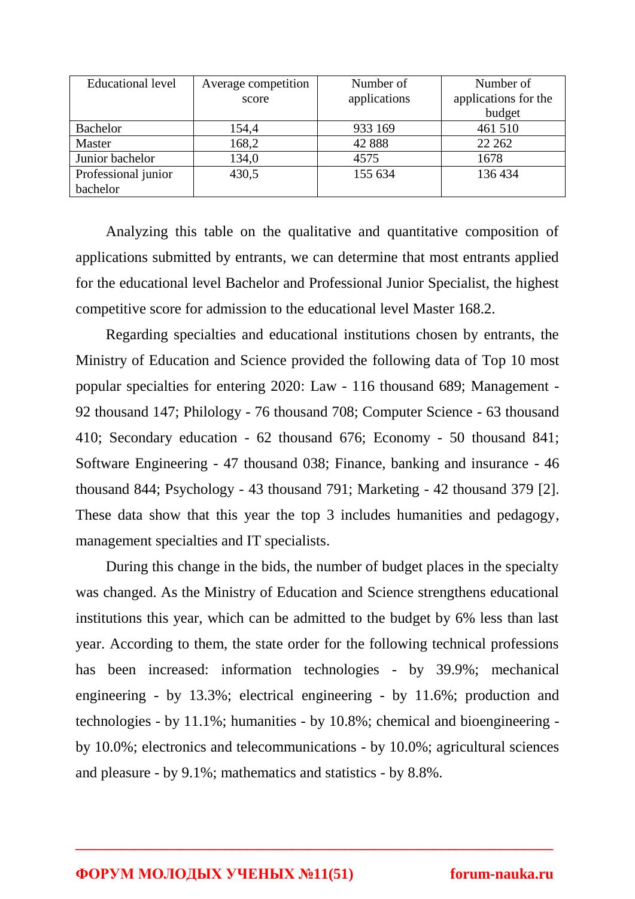| Educational level | Average competition score | Number of applications | Number of applications for the budget |
|---|---|---|---|
| Bachelor | 154,4 | 933 169 | 461 510 |
| Master | 168,2 | 42 888 | 22 262 |
| Junior bachelor | 134,0 | 4575 | 1678 |
| Professional junior bachelor | 430,5 | 155 634 | 136 434 |

Analyzing this table on the qualitative and quantitative composition of applications submitted by entrants, we can determine that most entrants applied for the educational level Bachelor and Professional Junior Specialist, the highest competitive score for admission to the educational level Master 168.2.

Regarding specialties and educational institutions chosen by entrants, the Ministry of Education and Science provided the following data of Top 10 most popular specialties for entering 2020: Law - 116 thousand 689; Management - 92 thousand 147; Philology - 76 thousand 708; Computer Science - 63 thousand 410; Secondary education - 62 thousand 676; Economy - 50 thousand 841; Software Engineering - 47 thousand 038; Finance, banking and insurance - 46 thousand 844; Psychology - 43 thousand 791; Marketing - 42 thousand 379 [2]. These data show that this year the top 3 includes humanities and pedagogy, management specialties and IT specialists.

During this change in the bids, the number of budget places in the specialty was changed. As the Ministry of Education and Science strengthens educational institutions this year, which can be admitted to the budget by 6% less than last year. According to them, the state order for the following technical professions has been increased: information technologies - by 39.9%; mechanical engineering - by 13.3%; electrical engineering - by 11.6%; production and technologies - by 11.1%; humanities - by 10.8%; chemical and bioengineering - by 10.0%; electronics and telecommunications - by 10.0%; agricultural sciences and pleasure - by 9.1%; mathematics and statistics - by 8.8%.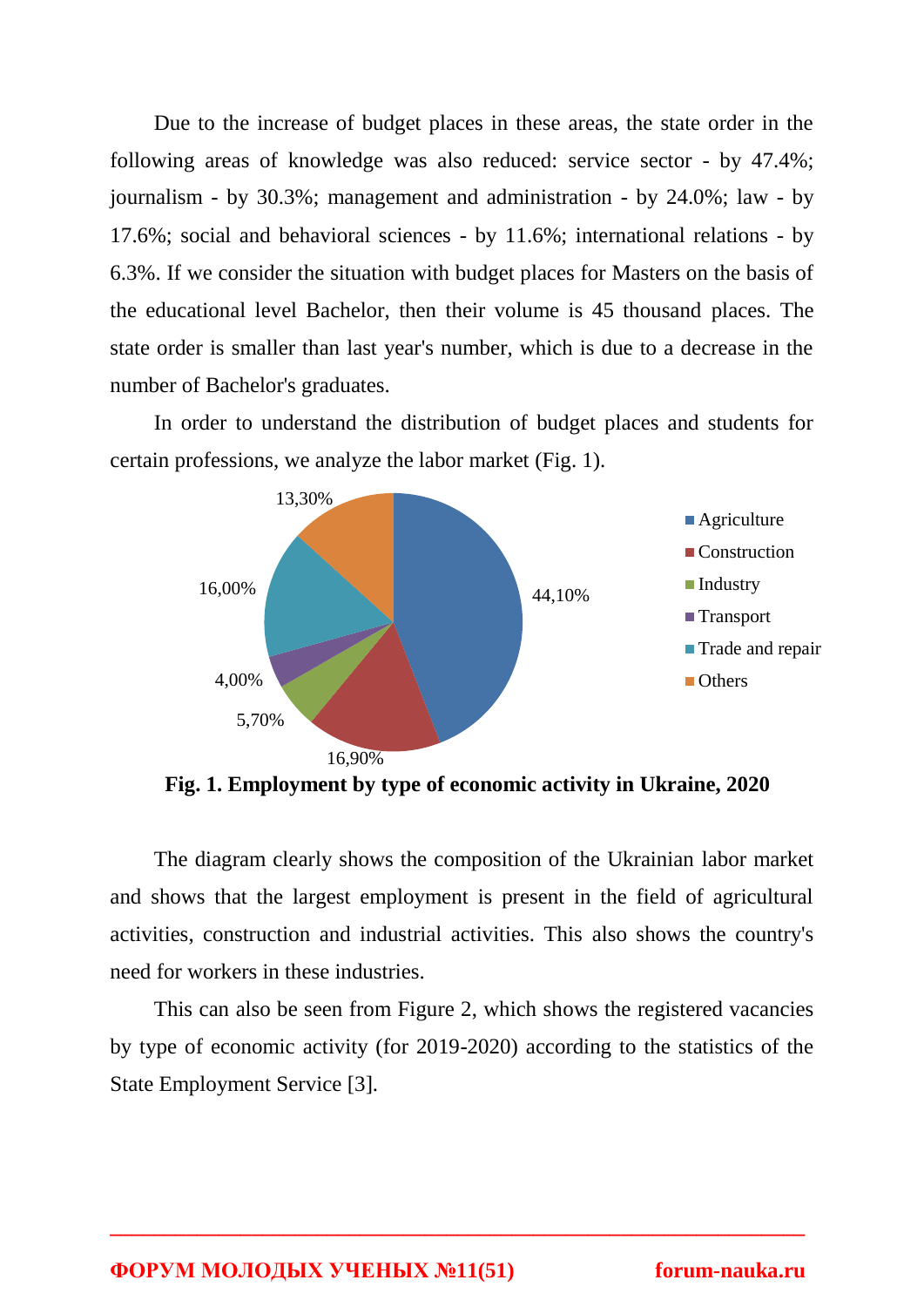Due to the increase of budget places in these areas, the state order in the following areas of knowledge was also reduced: service sector - by 47.4%; journalism - by 30.3%; management and administration - by 24.0%; law - by 17.6%; social and behavioral sciences - by 11.6%; international relations - by 6.3%. If we consider the situation with budget places for Masters on the basis of the educational level Bachelor, then their volume is 45 thousand places. The state order is smaller than last year's number, which is due to a decrease in the number of Bachelor's graduates.

In order to understand the distribution of budget places and students for certain professions, we analyze the labor market (Fig. 1).

**Fig. 1. Employment by type of economic activity in Ukraine, 2020**

The diagram clearly shows the composition of the Ukrainian labor market and shows that the largest employment is present in the field of agricultural activities, construction and industrial activities. This also shows the country's need for workers in these industries.

This can also be seen from Figure 2, which shows the registered vacancies by type of economic activity (for 2019-2020) according to the statistics of the State Employment Service [3].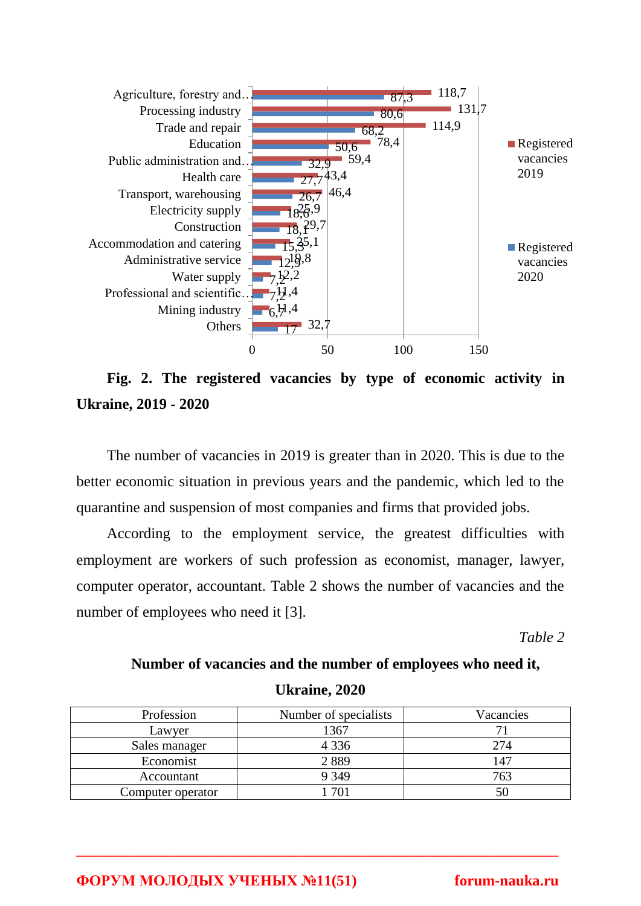| Type of economic activity | Registered vacancies 2019 | Registered vacancies 2020 |
|---|---|---|
| Agriculture, forestry and… | 118,7 | 87,3 |
| Processing industry | 131,7 | 80,6 |
| Trade and repair | 114,9 | 68,2 |
| Education | 78,4 | 50,6 |
| Public administration and… | 59,4 | 32,9 |
| Health care | 43,4 | 27,7 |
| Transport, warehousing | 46,4 | 26,7 |
| Electricity supply | 25,9 | 18,6 |
| Construction | 29,7 | 18,1 |
| Accommodation and catering | 25,1 | 15,3 |
| Administrative service | 19,8 | 12,9 |
| Water supply | 12,2 | 7,2 |
| Professional and scientific… | 11,4 | 7,2 |
| Mining industry | 11,4 | 6,7 |
| Others | 32,7 | 17 |

**Fig. 2. The registered vacancies by type of economic activity in Ukraine, 2019 - 2020**

The number of vacancies in 2019 is greater than in 2020. This is due to the better economic situation in previous years and the pandemic, which led to the quarantine and suspension of most companies and firms that provided jobs.

According to the employment service, the greatest difficulties with employment are workers of such profession as economist, manager, lawyer, computer operator, accountant. Table 2 shows the number of vacancies and the number of employees who need it [3].

*Table 2*

**Number of vacancies and the number of employees who need it, Ukraine, 2020**

| Profession | Number of specialists | Vacancies |
|---|---|---|
| Lawyer | 1367 | 71 |
| Sales manager | 4 336 | 274 |
| Economist | 2 889 | 147 |
| Accountant | 9 349 | 763 |
| Computer operator | 1 701 | 50 |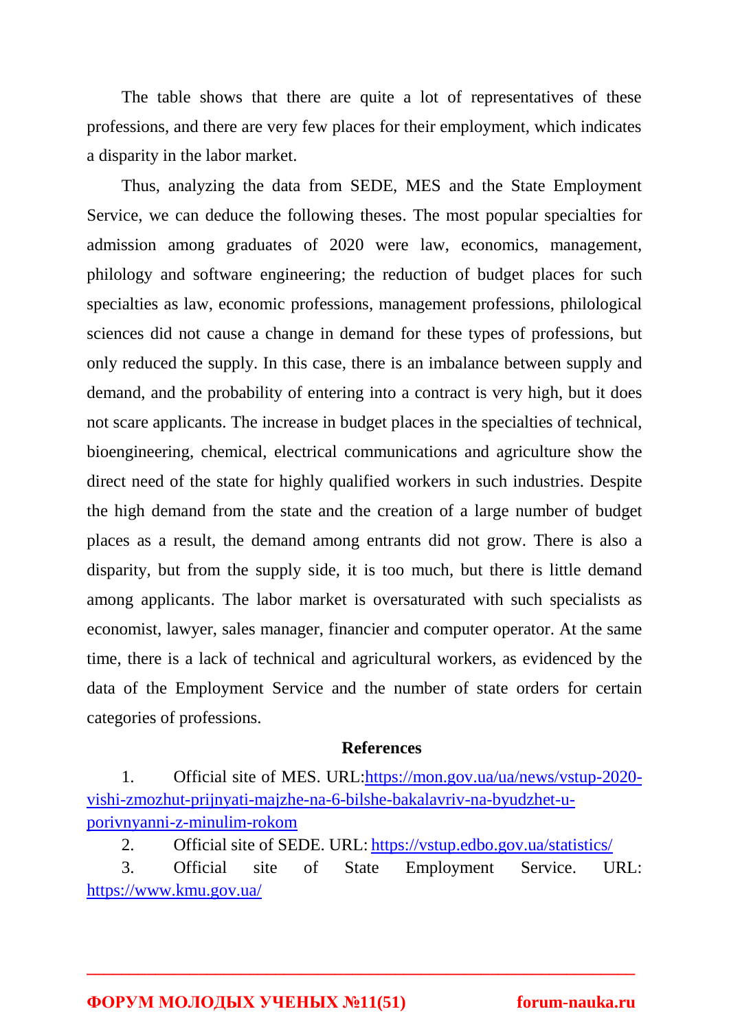The table shows that there are quite a lot of representatives of these professions, and there are very few places for their employment, which indicates a disparity in the labor market.

Thus, analyzing the data from SEDE, MES and the State Employment Service, we can deduce the following theses. The most popular specialties for admission among graduates of 2020 were law, economics, management, philology and software engineering; the reduction of budget places for such specialties as law, economic professions, management professions, philological sciences did not cause a change in demand for these types of professions, but only reduced the supply. In this case, there is an imbalance between supply and demand, and the probability of entering into a contract is very high, but it does not scare applicants. The increase in budget places in the specialties of technical, bioengineering, chemical, electrical communications and agriculture show the direct need of the state for highly qualified workers in such industries. Despite the high demand from the state and the creation of a large number of budget places as a result, the demand among entrants did not grow. There is also a disparity, but from the supply side, it is too much, but there is little demand among applicants. The labor market is oversaturated with such specialists as economist, lawyer, sales manager, financier and computer operator. At the same time, there is a lack of technical and agricultural workers, as evidenced by the data of the Employment Service and the number of state orders for certain categories of professions.

**References**

1. Official site of MES. URL:https://mon.gov.ua/ua/news/vstup-2020-vishi-zmozhut-prijnyati-majzhe-na-6-bilshe-bakalavriv-na-byudzhet-u-porivnyanni-z-minulim-rokom
2. Official site of SEDE. URL: https://vstup.edbo.gov.ua/statistics/
3. Official site of State Employment Service. URL: https://www.kmu.gov.ua/